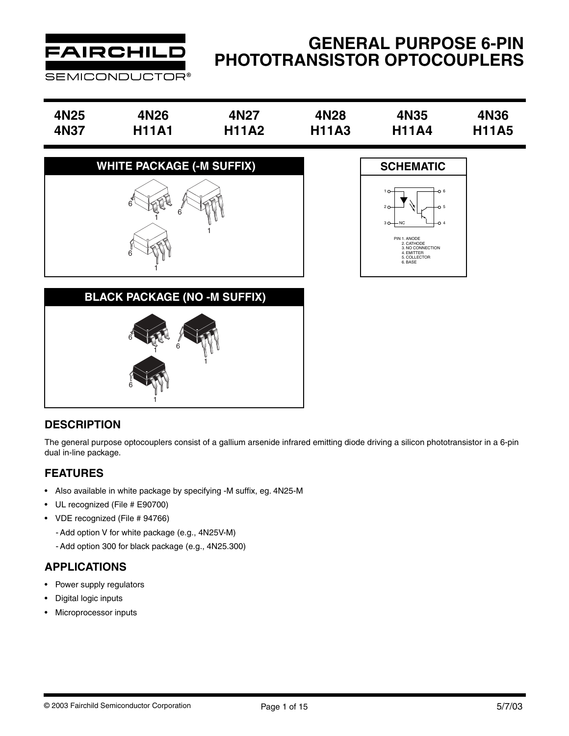# GENERAL PURPOSE 6-PIN PHOTOTRANSISTOR OPTOCOUPLERS

| 4N25 | 4N26 | 4N27 | 4N28 | 4N35 | 4N36 |
|---|---|---|---|---|---|
| 4N37 | H11A1 | H11A2 | H11A3 | H11A4 | H11A5 |

## WHITE PACKAGE (-M SUFFIX)

## SCHEMATIC

PIN 1. ANODE
2. CATHODE
3. NO CONNECTION
4. EMITTER
5. COLLECTOR
6. BASE

## BLACK PACKAGE (NO -M SUFFIX)

## DESCRIPTION

The general purpose optocouplers consist of a gallium arsenide infrared emitting diode driving a silicon phototransistor in a 6-pin dual in-line package.

## FEATURES

- Also available in white package by specifying -M suffix, eg. 4N25-M
- UL recognized (File # E90700)
- VDE recognized (File # 94766)
  - Add option V for white package (e.g., 4N25V-M)
  - Add option 300 for black package (e.g., 4N25.300)

## APPLICATIONS

- Power supply regulators
- Digital logic inputs
- Microprocessor inputs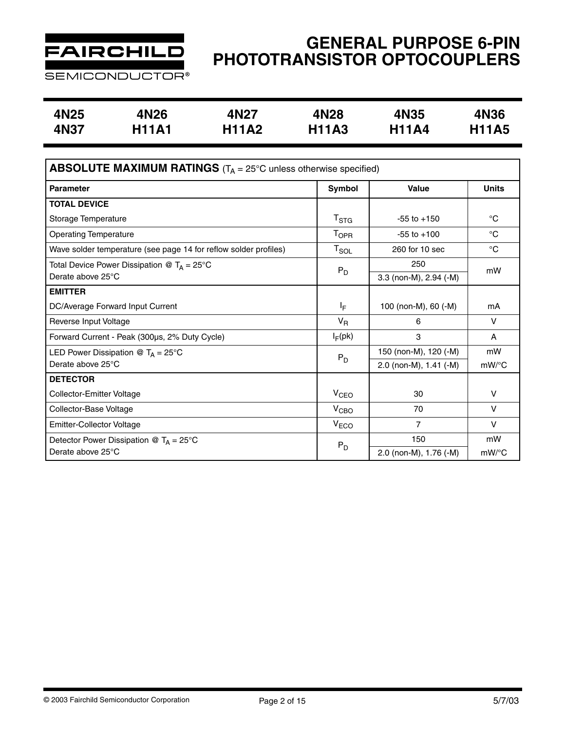# GENERAL PURPOSE 6-PIN PHOTOTRANSISTOR OPTOCOUPLERS

| 4N25 | 4N26 | 4N27 | 4N28 | 4N35 | 4N36 |
|---|---|---|---|---|---|
| 4N37 | H11A1 | H11A2 | H11A3 | H11A4 | H11A5 |

**ABSOLUTE MAXIMUM RATINGS** ($T_A$ = 25°C unless otherwise specified)

| Parameter | Symbol | Value | Units |
|---|---|---|---|
| **TOTAL DEVICE** | | | |
| Storage Temperature | $T_{STG}$ | -55 to +150 | °C |
| Operating Temperature | $T_{OPR}$ | -55 to +100 | °C |
| Wave solder temperature (see page 14 for reflow solder profiles) | $T_{SOL}$ | 260 for 10 sec | °C |
| Total Device Power Dissipation @ $T_A$ = 25°C | $P_D$ | 250 | mW |
| Derate above 25°C | | 3.3 (non-M), 2.94 (-M) | |
| **EMITTER** | | | |
| DC/Average Forward Input Current | $I_F$ | 100 (non-M), 60 (-M) | mA |
| Reverse Input Voltage | $V_R$ | 6 | V |
| Forward Current - Peak (300µs, 2% Duty Cycle) | $I_F$(pk) | 3 | A |
| LED Power Dissipation @ $T_A$ = 25°C | $P_D$ | 150 (non-M), 120 (-M) | mW |
| Derate above 25°C | | 2.0 (non-M), 1.41 (-M) | mW/°C |
| **DETECTOR** | | | |
| Collector-Emitter Voltage | $V_{CEO}$ | 30 | V |
| Collector-Base Voltage | $V_{CBO}$ | 70 | V |
| Emitter-Collector Voltage | $V_{ECO}$ | 7 | V |
| Detector Power Dissipation @ $T_A$ = 25°C | $P_D$ | 150 | mW |
| Derate above 25°C | | 2.0 (non-M), 1.76 (-M) | mW/°C |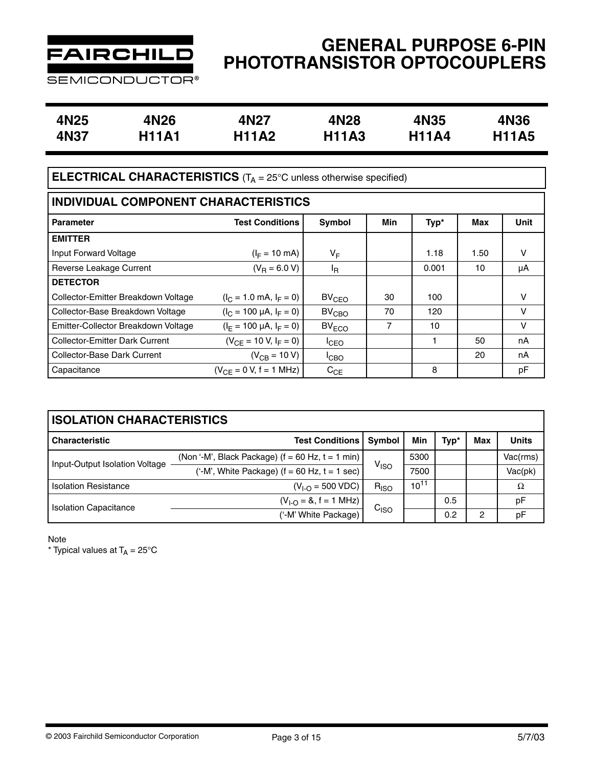# GENERAL PURPOSE 6-PIN PHOTOTRANSISTOR OPTOCOUPLERS

| 4N25 | 4N26 | 4N27 | 4N28 | 4N35 | 4N36 |
|---|---|---|---|---|---|
| 4N37 | H11A1 | H11A2 | H11A3 | H11A4 | H11A5 |

## ELECTRICAL CHARACTERISTICS ($T_A$ = 25°C unless otherwise specified)

### INDIVIDUAL COMPONENT CHARACTERISTICS

| Parameter | Test Conditions | Symbol | Min | Typ* | Max | Unit |
|---|---|---|---|---|---|---|
| **EMITTER** | | | | | | |
| Input Forward Voltage | ($I_F$ = 10 mA) | $V_F$ | | 1.18 | 1.50 | V |
| Reverse Leakage Current | ($V_R$ = 6.0 V) | $I_R$ | | 0.001 | 10 | µA |
| **DETECTOR** | | | | | | |
| Collector-Emitter Breakdown Voltage | ($I_C$ = 1.0 mA, $I_F$ = 0) | $BV_{CEO}$ | 30 | 100 | | V |
| Collector-Base Breakdown Voltage | ($I_C$ = 100 µA, $I_F$ = 0) | $BV_{CBO}$ | 70 | 120 | | V |
| Emitter-Collector Breakdown Voltage | ($I_E$ = 100 µA, $I_F$ = 0) | $BV_{ECO}$ | 7 | 10 | | V |
| Collector-Emitter Dark Current | ($V_{CE}$ = 10 V, $I_F$ = 0) | $I_{CEO}$ | | 1 | 50 | nA |
| Collector-Base Dark Current | ($V_{CB}$ = 10 V) | $I_{CBO}$ | | | 20 | nA |
| Capacitance | ($V_{CE}$ = 0 V, f = 1 MHz) | $C_{CE}$ | | 8 | | pF |

### ISOLATION CHARACTERISTICS

| Characteristic | Test Conditions | Symbol | Min | Typ* | Max | Units |
|---|---|---|---|---|---|---|
| Input-Output Isolation Voltage | (Non '-M', Black Package) (f = 60 Hz, t = 1 min) | $V_{ISO}$ | 5300 | | | Vac(rms) |
| | ('-M', White Package) (f = 60 Hz, t = 1 sec) | | 7500 | | | Vac(pk) |
| Isolation Resistance | ($V_{I-O}$ = 500 VDC) | $R_{ISO}$ | $10^{11}$ | | | Ω |
| Isolation Capacitance | ($V_{I-O}$ = &, f = 1 MHz) | $C_{ISO}$ | | 0.5 | | pF |
| | ('-M' White Package) | | | 0.2 | 2 | pF |

Note

* Typical values at $T_A$ = 25°C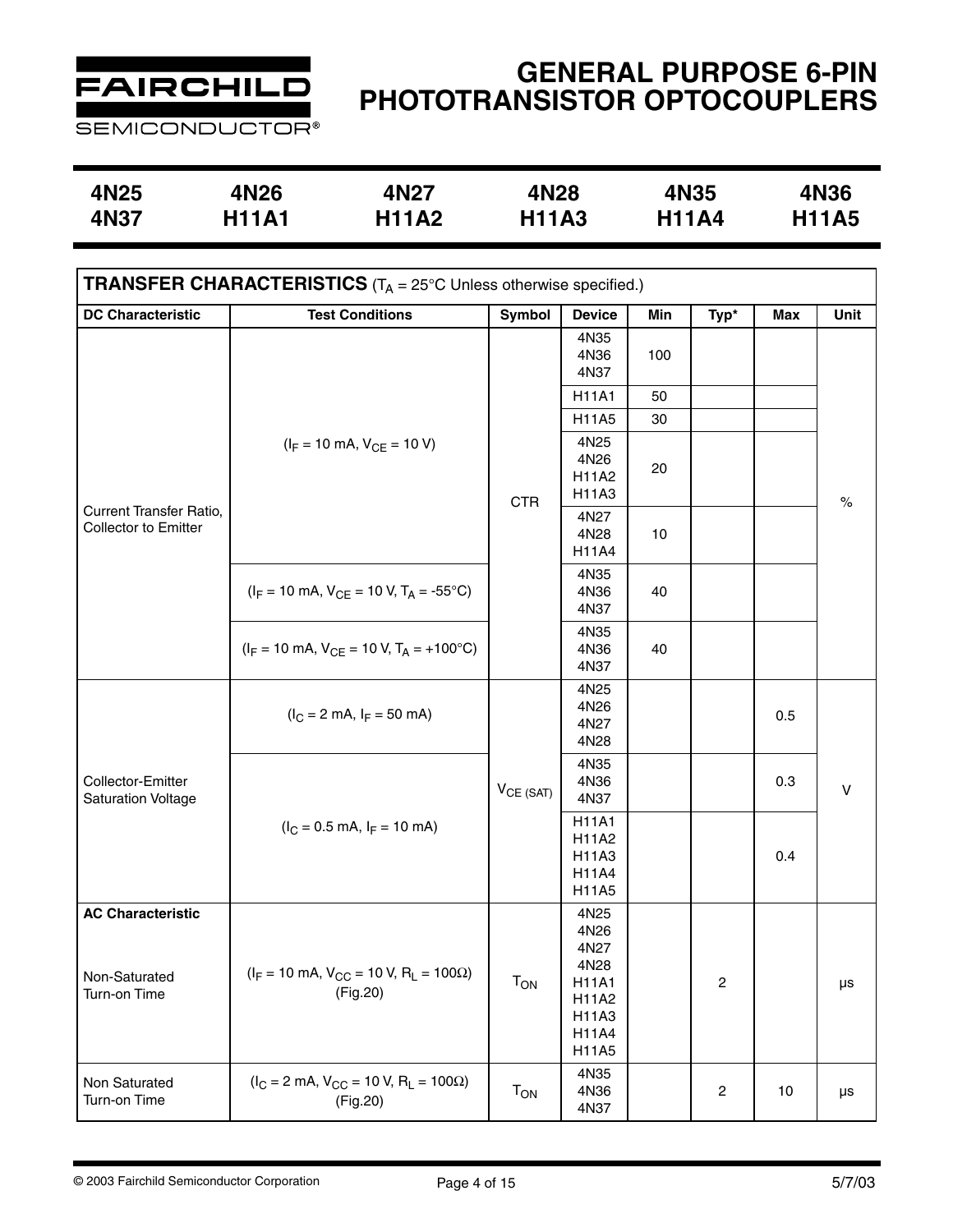# GENERAL PURPOSE 6-PIN PHOTOTRANSISTOR OPTOCOUPLERS

| 4N25 | 4N26 | 4N27 | 4N28 | 4N35 | 4N36 |
|---|---|---|---|---|---|
| 4N37 | H11A1 | H11A2 | H11A3 | H11A4 | H11A5 |

**TRANSFER CHARACTERISTICS** ($T_A$ = 25°C Unless otherwise specified.)

| DC Characteristic | Test Conditions | Symbol | Device | Min | Typ* | Max | Unit |
|---|---|---|---|---|---|---|---|
| Current Transfer Ratio, Collector to Emitter | ($I_F$ = 10 mA, $V_{CE}$ = 10 V) | CTR | 4N35 4N36 4N37 | 100 | | | % |
| | | | H11A1 | 50 | | | |
| | | | H11A5 | 30 | | | |
| | | | 4N25 4N26 H11A2 H11A3 | 20 | | | |
| | | | 4N27 4N28 H11A4 | 10 | | | |
| | ($I_F$ = 10 mA, $V_{CE}$ = 10 V, $T_A$ = -55°C) | | 4N35 4N36 4N37 | 40 | | | |
| | ($I_F$ = 10 mA, $V_{CE}$ = 10 V, $T_A$ = +100°C) | | 4N35 4N36 4N37 | 40 | | | |
| Collector-Emitter Saturation Voltage | ($I_C$ = 2 mA, $I_F$ = 50 mA) | $V_{CE\ (SAT)}$ | 4N25 4N26 4N27 4N28 | | | 0.5 | V |
| | ($I_C$ = 0.5 mA, $I_F$ = 10 mA) | | 4N35 4N36 4N37 | | | 0.3 | |
| | | | H11A1 H11A2 H11A3 H11A4 H11A5 | | | 0.4 | |
| **AC Characteristic** Non-Saturated Turn-on Time | ($I_F$ = 10 mA, $V_{CC}$ = 10 V, $R_L$ = 100Ω) (Fig.20) | $T_{ON}$ | 4N25 4N26 4N27 4N28 H11A1 H11A2 H11A3 H11A4 H11A5 | | 2 | | μs |
| Non Saturated Turn-on Time | ($I_C$ = 2 mA, $V_{CC}$ = 10 V, $R_L$ = 100Ω) (Fig.20) | $T_{ON}$ | 4N35 4N36 4N37 | | 2 | 10 | μs |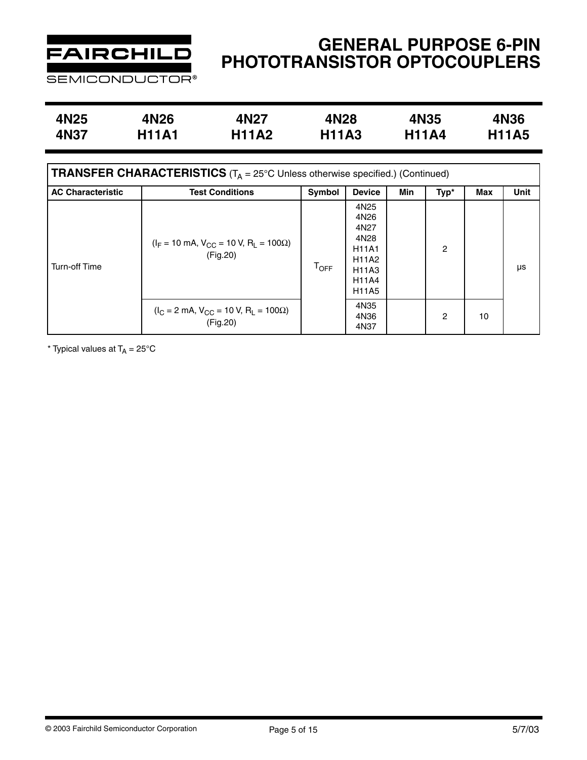# GENERAL PURPOSE 6-PIN PHOTOTRANSISTOR OPTOCOUPLERS

| 4N25 | 4N26 | 4N27 | 4N28 | 4N35 | 4N36 |
|---|---|---|---|---|---|
| 4N37 | H11A1 | H11A2 | H11A3 | H11A4 | H11A5 |

**TRANSFER CHARACTERISTICS** ($T_A$ = 25°C Unless otherwise specified.) (Continued)

| AC Characteristic | Test Conditions | Symbol | Device | Min | Typ* | Max | Unit |
|---|---|---|---|---|---|---|---|
| Turn-off Time | ($I_F$ = 10 mA, $V_{CC}$ = 10 V, $R_L$ = 100Ω) (Fig.20) | $T_{OFF}$ | 4N25 4N26 4N27 4N28 H11A1 H11A2 H11A3 H11A4 H11A5 | | 2 | | µs |
| | ($I_C$ = 2 mA, $V_{CC}$ = 10 V, $R_L$ = 100Ω) (Fig.20) | | 4N35 4N36 4N37 | | 2 | 10 | |

\* Typical values at $T_A$ = 25°C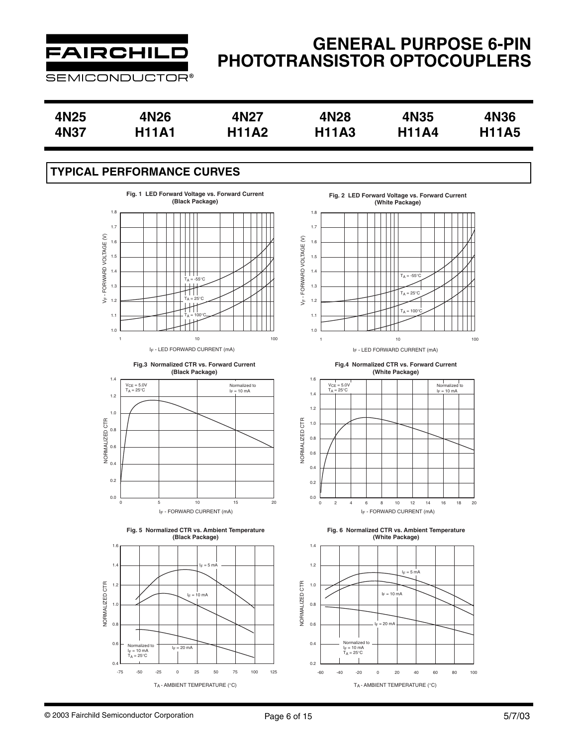# GENERAL PURPOSE 6-PIN PHOTOTRANSISTOR OPTOCOUPLERS

| 4N25 | 4N26 | 4N27 | 4N28 | 4N35 | 4N36 |
|---|---|---|---|---|---|
| 4N37 | H11A1 | H11A2 | H11A3 | H11A4 | H11A5 |

## TYPICAL PERFORMANCE CURVES

**Fig. 1 LED Forward Voltage vs. Forward Current (Black Package)**

$V_F$ - FORWARD VOLTAGE (V) vs. $I_F$ - LED FORWARD CURRENT (mA); curves: $T_A$ = -55°C, $T_A$ = 25°C, $T_A$ = 100°C

**Fig. 2 LED Forward Voltage vs. Forward Current (White Package)**

$V_F$ - FORWARD VOLTAGE (V) vs. $I_F$ - LED FORWARD CURRENT (mA); curves: $T_A$ = -55°C, $T_A$ = 25°C, $T_A$ = 100°C

**Fig.3 Normalized CTR vs. Forward Current (Black Package)**

NORMALIZED CTR vs. $I_F$ - FORWARD CURRENT (mA); $V_{CE}$ = 5.0V, $T_A$ = 25°C; Normalized to $I_F$ = 10 mA

**Fig.4 Normalized CTR vs. Forward Current (White Package)**

NORMALIZED CTR vs. $I_F$ - FORWARD CURRENT (mA); $V_{CE}$ = 5.0V, $T_A$ = 25°C; Normalized to $I_F$ = 10 mA

**Fig. 5 Normalized CTR vs. Ambient Temperature (Black Package)**

NORMALIZED CTR vs. $T_A$ - AMBIENT TEMPERATURE (°C); curves: $I_F$ = 5 mA, $I_F$ = 10 mA, $I_F$ = 20 mA; Normalized to $I_F$ = 10 mA, $T_A$ = 25°C

**Fig. 6 Normalized CTR vs. Ambient Temperature (White Package)**

NORMALIZED CTR vs. $T_A$ - AMBIENT TEMPERATURE (°C); curves: $I_F$ = 5 mA, $I_F$ = 10 mA, $I_F$ = 20 mA; Normalized to $I_F$ = 10 mA, $T_A$ = 25°C

© 2003 Fairchild Semiconductor Corporation 5/7/03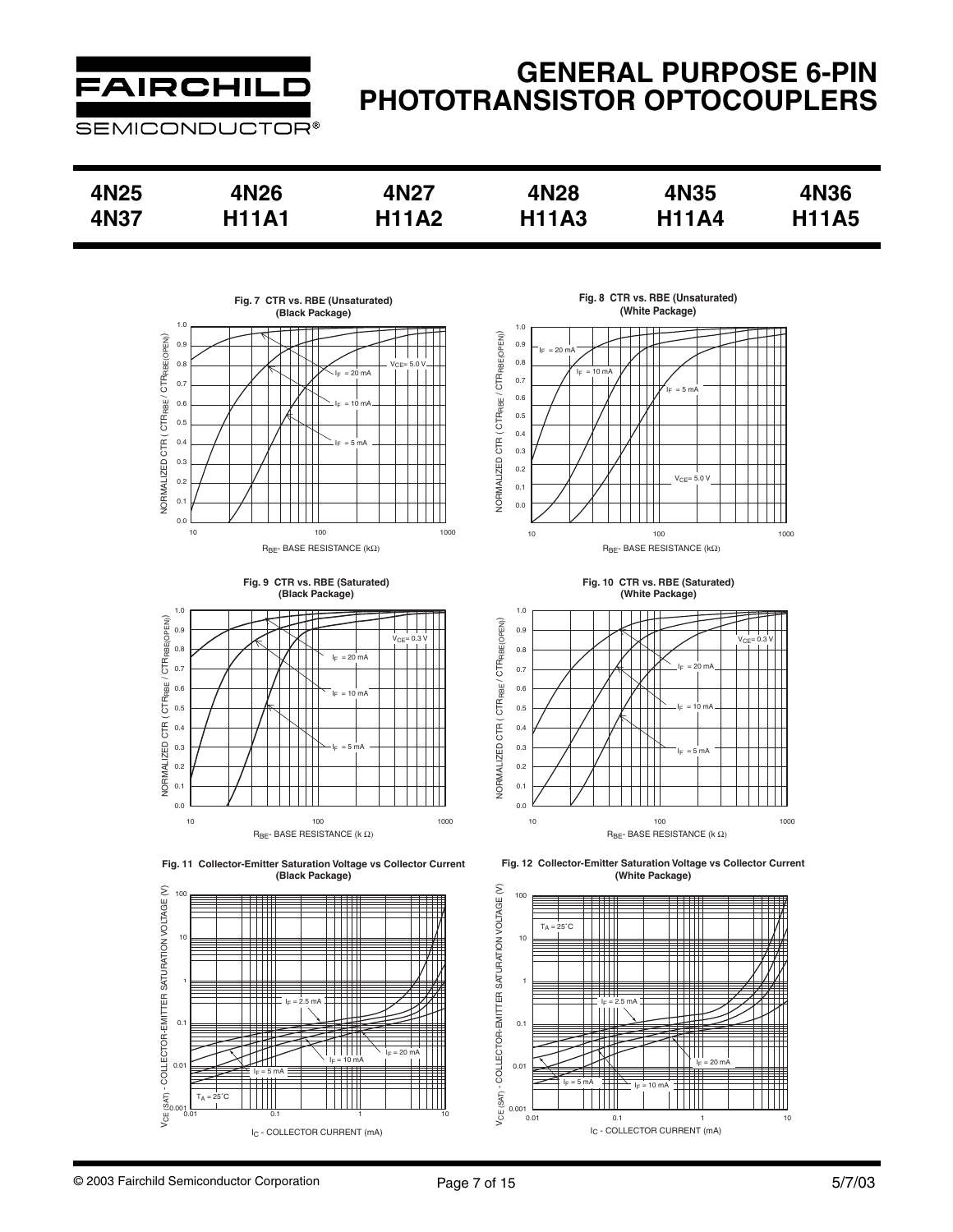# GENERAL PURPOSE 6-PIN PHOTOTRANSISTOR OPTOCOUPLERS

| 4N25 | 4N26 | 4N27 | 4N28 | 4N35 | 4N36 |
|---|---|---|---|---|---|
| 4N37 | H11A1 | H11A2 | H11A3 | H11A4 | H11A5 |

**Fig. 7 CTR vs. RBE (Unsaturated) (Black Package)**

**Fig. 8 CTR vs. RBE (Unsaturated) (White Package)**

**Fig. 9 CTR vs. RBE (Saturated) (Black Package)**

**Fig. 10 CTR vs. RBE (Saturated) (White Package)**

**Fig. 11 Collector-Emitter Saturation Voltage vs Collector Current (Black Package)**

**Fig. 12 Collector-Emitter Saturation Voltage vs Collector Current (White Package)**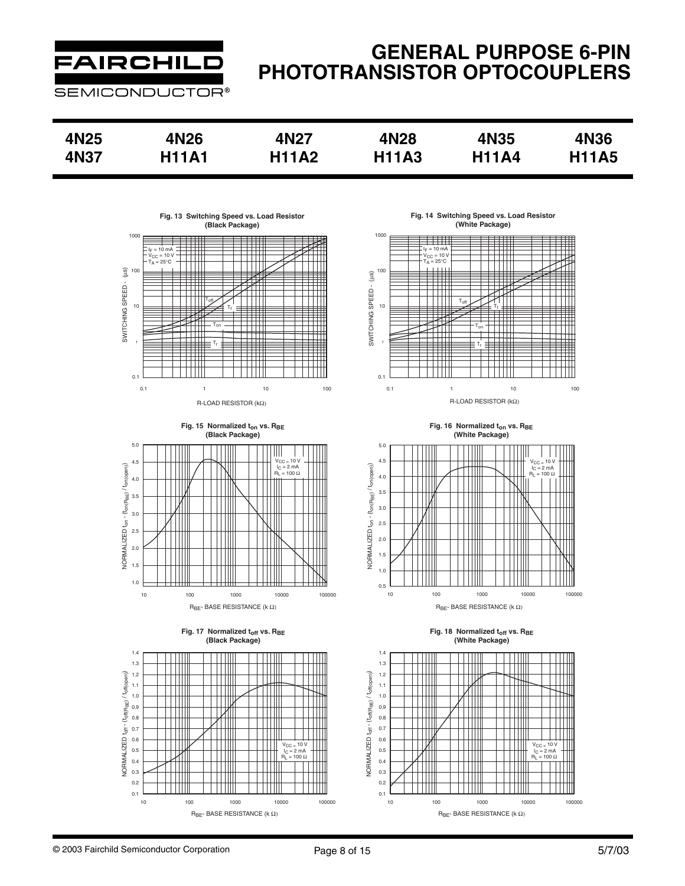# GENERAL PURPOSE 6-PIN PHOTOTRANSISTOR OPTOCOUPLERS

| 4N25 | 4N26 | 4N27 | 4N28 | 4N35 | 4N36 |
|---|---|---|---|---|---|
| 4N37 | H11A1 | H11A2 | H11A3 | H11A4 | H11A5 |

**Fig. 13 Switching Speed vs. Load Resistor (Black Package)**

$I_F = 10$ mA, $V_{CC} = 10$ V, $T_A = 25°C$

SWITCHING SPEED - (μs) vs. R-LOAD RESISTOR (kΩ); curves: $T_{off}$, $T_f$, $T_{on}$, $T_r$

**Fig. 14 Switching Speed vs. Load Resistor (White Package)**

$I_F = 10$ mA, $V_{CC} = 10$ V, $T_A = 25°C$

SWITCHING SPEED - (μs) vs. R-LOAD RESISTOR (kΩ); curves: $T_{off}$, $T_f$, $T_{on}$, $T_r$

**Fig. 15 Normalized $t_{on}$ vs. $R_{BE}$ (Black Package)**

$V_{CC} = 10$ V, $I_C = 2$ mA, $R_L = 100\ \Omega$

NORMALIZED $t_{on}$ - $(t_{on(R_{BE})} / t_{on(open)})$ vs. $R_{BE}$- BASE RESISTANCE (k Ω)

**Fig. 16 Normalized $t_{on}$ vs. $R_{BE}$ (White Package)**

$V_{CC} = 10$ V, $I_C = 2$ mA, $R_L = 100\ \Omega$

NORMALIZED $t_{on}$ - $(t_{on(R_{BE})} / t_{on(open)})$ vs. $R_{BE}$- BASE RESISTANCE (k Ω)

**Fig. 17 Normalized $t_{off}$ vs. $R_{BE}$ (Black Package)**

$V_{CC} = 10$ V, $I_C = 2$ mA, $R_L = 100\ \Omega$

NORMALIZED $t_{off}$ - $(t_{off(R_{BE})} / t_{off(open)})$ vs. $R_{BE}$- BASE RESISTANCE (k Ω)

**Fig. 18 Normalized $t_{off}$ vs. $R_{BE}$ (White Package)**

$V_{CC} = 10$ V, $I_C = 2$ mA, $R_L = 100\ \Omega$

NORMALIZED $t_{off}$ - $(t_{off(R_{BE})} / t_{off(open)})$ vs. $R_{BE}$- BASE RESISTANCE (k Ω)

© 2003 Fairchild Semiconductor Corporation 5/7/03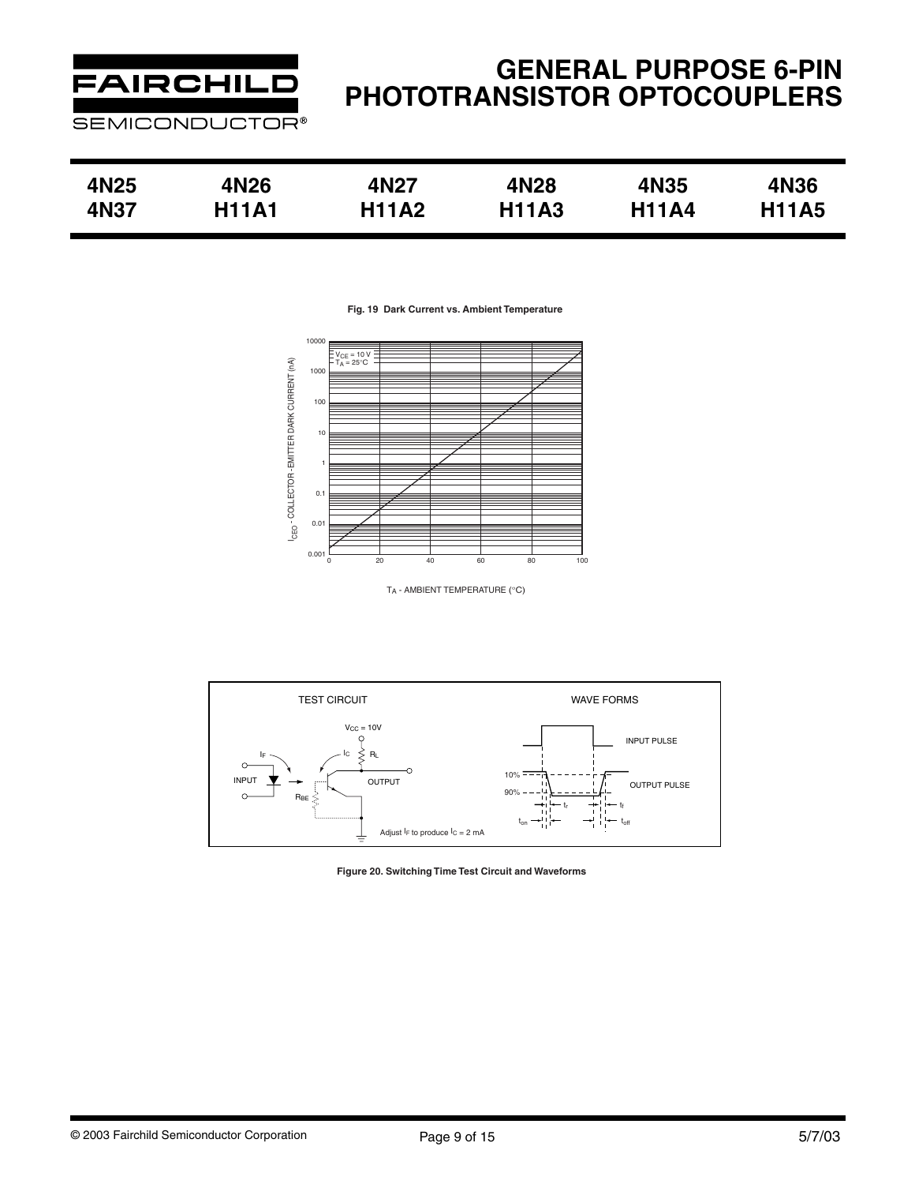**Fig. 19 Dark Current vs. Ambient Temperature**

$V_{CE} = 10$ V
$T_A = 25°C$

$I_{CEO}$ - COLLECTOR - EMITTER DARK CURRENT (nA)

$T_A$ - AMBIENT TEMPERATURE (°C)

TEST CIRCUIT

$V_{CC} = 10V$

$I_F$ $I_C$ $R_L$

INPUT

OUTPUT

$R_{BE}$

Adjust $I_F$ to produce $I_C = 2$ mA

WAVE FORMS

INPUT PULSE

OUTPUT PULSE

10%

90%

$t_r$ $t_f$

$t_{on}$ $t_{off}$

**Figure 20. Switching Time Test Circuit and Waveforms**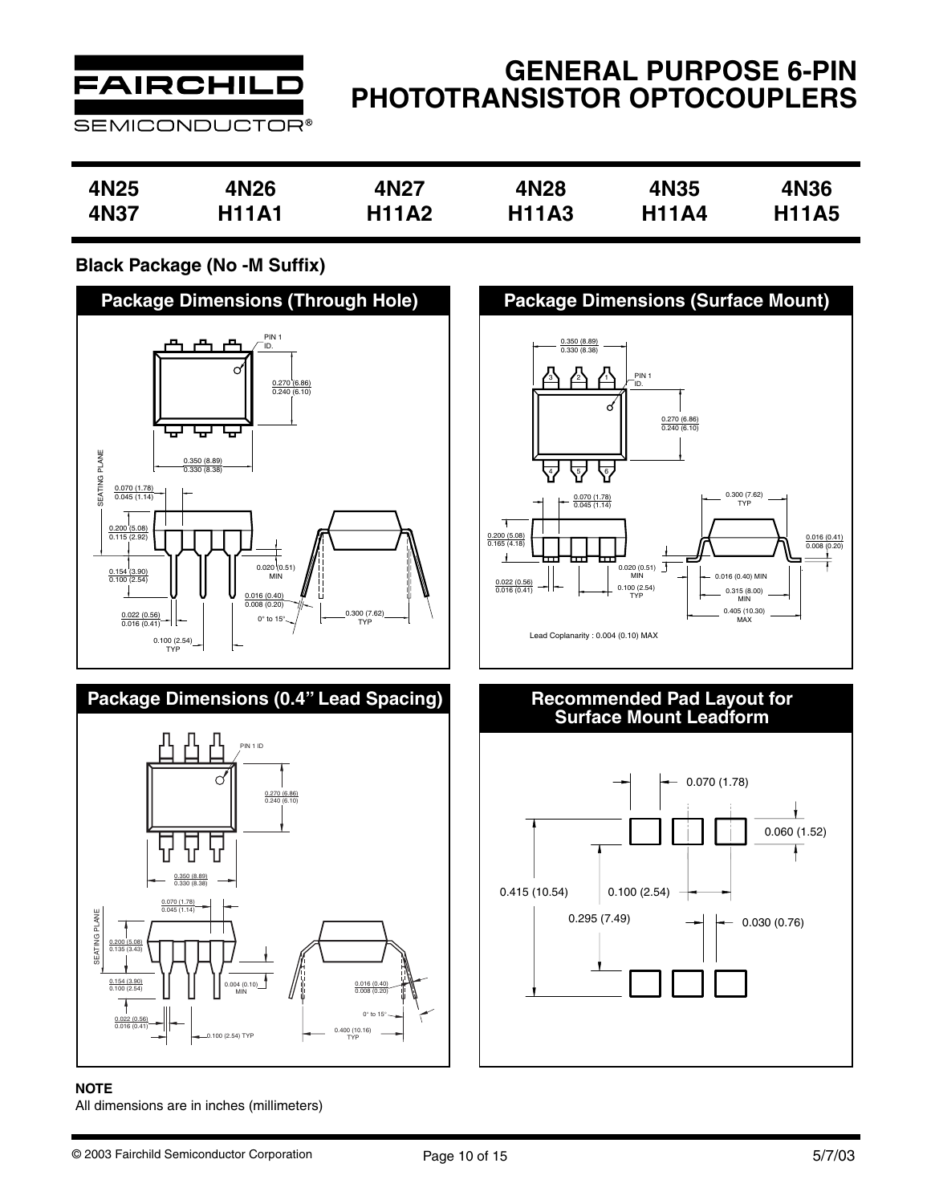# GENERAL PURPOSE 6-PIN PHOTOTRANSISTOR OPTOCOUPLERS

| 4N25 | 4N26 | 4N27 | 4N28 | 4N35 | 4N36 |
|---|---|---|---|---|---|
| 4N37 | H11A1 | H11A2 | H11A3 | H11A4 | H11A5 |

**Black Package (No -M Suffix)**

## Package Dimensions (Through Hole)

PIN 1 ID.

0.270 (6.86)
0.240 (6.10)

0.350 (8.89)
0.330 (8.38)

SEATING PLANE

0.070 (1.78)
0.045 (1.14)

0.200 (5.08)
0.115 (2.92)

0.154 (3.90)
0.100 (2.54)

0.020 (0.51) MIN

0.016 (0.40)
0.008 (0.20)

0.022 (0.56)
0.016 (0.41)

0° to 15°

0.300 (7.62) TYP

0.100 (2.54) TYP

## Package Dimensions (Surface Mount)

0.350 (8.89)
0.330 (8.38)

PIN 1 ID.

0.270 (6.86)
0.240 (6.10)

0.070 (1.78)
0.045 (1.14)

0.300 (7.62) TYP

0.200 (5.08)
0.165 (4.18)

0.016 (0.41)
0.008 (0.20)

0.020 (0.51) MIN

0.022 (0.56)
0.016 (0.41)

0.100 (2.54) TYP

0.016 (0.40) MIN

0.315 (8.00) MIN

0.405 (10.30) MAX

Lead Coplanarity : 0.004 (0.10) MAX

## Package Dimensions (0.4" Lead Spacing)

PIN 1 ID

0.270 (6.86)
0.240 (6.10)

0.350 (8.89)
0.330 (8.38)

0.070 (1.78)
0.045 (1.14)

SEATING PLANE

0.200 (5.08)
0.135 (3.43)

0.154 (3.90)
0.100 (2.54)

0.004 (0.10) MIN

0.016 (0.40)
0.008 (0.20)

0° to 15°

0.022 (0.56)
0.016 (0.41)

0.100 (2.54) TYP

0.400 (10.16) TYP

## Recommended Pad Layout for Surface Mount Leadform

0.070 (1.78)

0.060 (1.52)

0.415 (10.54)

0.100 (2.54)

0.295 (7.49)

0.030 (0.76)

**NOTE**

All dimensions are in inches (millimeters)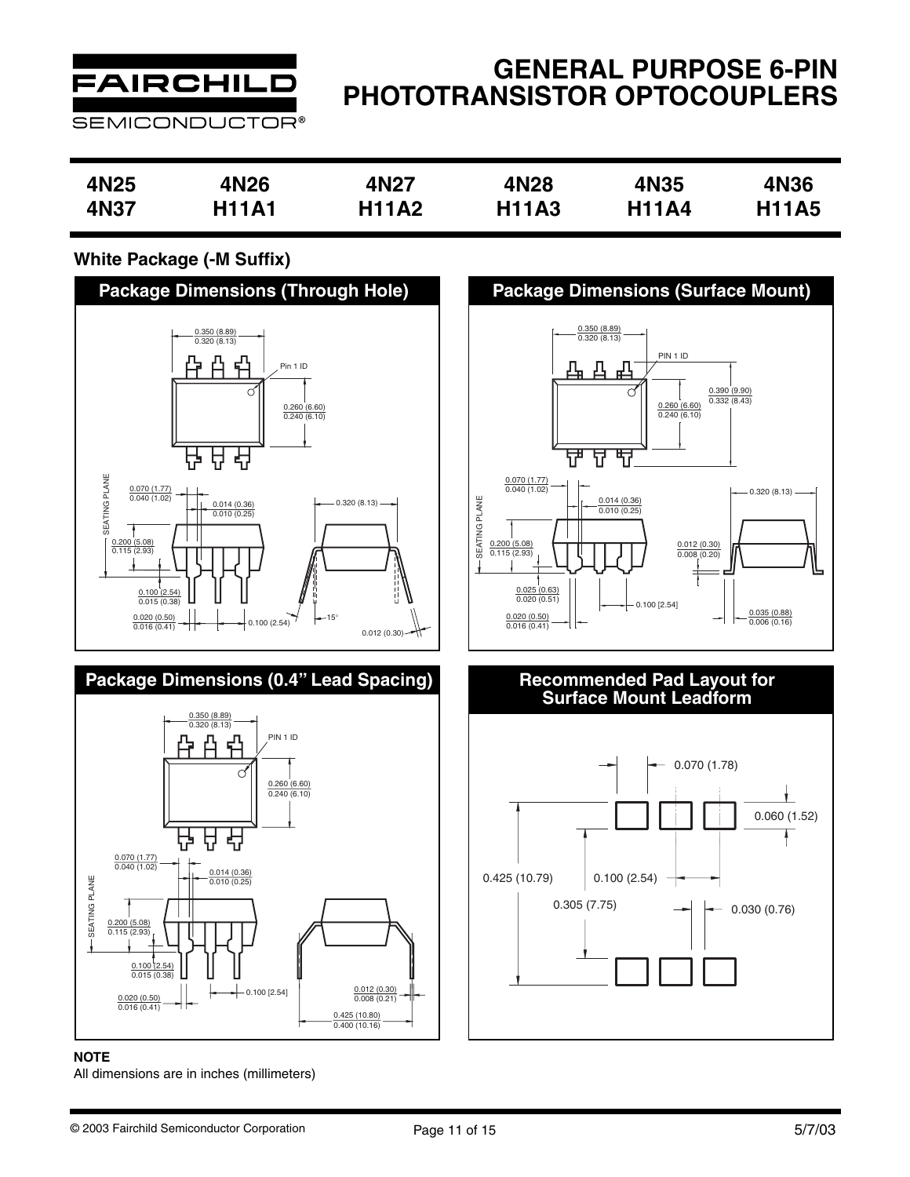# GENERAL PURPOSE 6-PIN PHOTOTRANSISTOR OPTOCOUPLERS

| 4N25 | 4N26 | 4N27 | 4N28 | 4N35 | 4N36 |
|---|---|---|---|---|---|
| 4N37 | H11A1 | H11A2 | H11A3 | H11A4 | H11A5 |

**White Package (-M Suffix)**

## Package Dimensions (Through Hole)

0.350 (8.89)
0.320 (8.13)

Pin 1 ID

0.260 (6.60)
0.240 (6.10)

SEATING PLANE

0.070 (1.77)
0.040 (1.02)

0.014 (0.36)
0.010 (0.25)

0.320 (8.13)

0.200 (5.08)
0.115 (2.93)

0.100 (2.54)
0.015 (0.38)

0.020 (0.50)
0.016 (0.41)

0.100 (2.54)

15°

0.012 (0.30)

## Package Dimensions (Surface Mount)

0.350 (8.89)
0.320 (8.13)

PIN 1 ID

0.390 (9.90)
0.332 (8.43)

0.260 (6.60)
0.240 (6.10)

0.070 (1.77)
0.040 (1.02)

0.014 (0.36)
0.010 (0.25)

0.320 (8.13)

SEATING PLANE

0.200 (5.08)
0.115 (2.93)

0.012 (0.30)
0.008 (0.20)

0.025 (0.63)
0.020 (0.51)

0.100 [2.54]

0.020 (0.50)
0.016 (0.41)

0.035 (0.88)
0.006 (0.16)

## Package Dimensions (0.4" Lead Spacing)

0.350 (8.89)
0.320 (8.13)

PIN 1 ID

0.260 (6.60)
0.240 (6.10)

0.070 (1.77)
0.040 (1.02)

0.014 (0.36)
0.010 (0.25)

SEATING PLANE

0.200 (5.08)
0.115 (2.93)

0.100 (2.54)
0.015 (0.38)

0.100 [2.54]

0.012 (0.30)
0.008 (0.21)

0.020 (0.50)
0.016 (0.41)

0.425 (10.80)
0.400 (10.16)

## Recommended Pad Layout for Surface Mount Leadform

0.070 (1.78)

0.060 (1.52)

0.425 (10.79)

0.100 (2.54)

0.305 (7.75)

0.030 (0.76)

**NOTE**

All dimensions are in inches (millimeters)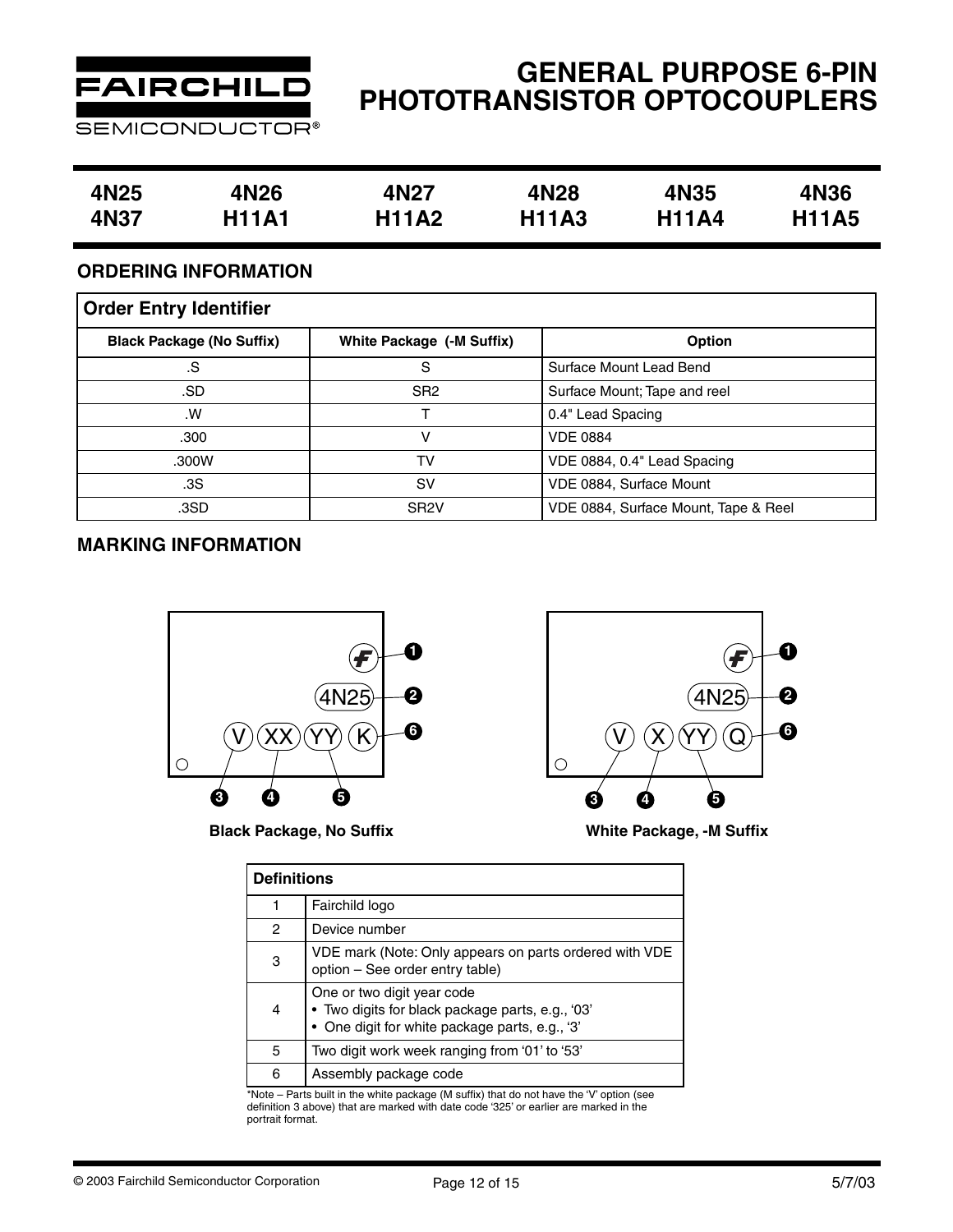# GENERAL PURPOSE 6-PIN PHOTOTRANSISTOR OPTOCOUPLERS

| 4N25 | 4N26 | 4N27 | 4N28 | 4N35 | 4N36 |
|---|---|---|---|---|---|
| 4N37 | H11A1 | H11A2 | H11A3 | H11A4 | H11A5 |

## ORDERING INFORMATION

| Order Entry Identifier | | |
|---|---|---|
| **Black Package (No Suffix)** | **White Package (-M Suffix)** | **Option** |
| .S | S | Surface Mount Lead Bend |
| .SD | SR2 | Surface Mount; Tape and reel |
| .W | T | 0.4" Lead Spacing |
| .300 | V | VDE 0884 |
| .300W | TV | VDE 0884, 0.4" Lead Spacing |
| .3S | SV | VDE 0884, Surface Mount |
| .3SD | SR2V | VDE 0884, Surface Mount, Tape & Reel |

## MARKING INFORMATION

Black Package, No Suffix: 4N25 / V XX YY K

White Package, -M Suffix: 4N25 / V X YY Q

| Definitions | |
|---|---|
| 1 | Fairchild logo |
| 2 | Device number |
| 3 | VDE mark (Note: Only appears on parts ordered with VDE option – See order entry table) |
| 4 | One or two digit year code<br>• Two digits for black package parts, e.g., '03'<br>• One digit for white package parts, e.g., '3' |
| 5 | Two digit work week ranging from '01' to '53' |
| 6 | Assembly package code |

*Note – Parts built in the white package (M suffix) that do not have the 'V' option (see definition 3 above) that are marked with date code '325' or earlier are marked in the portrait format.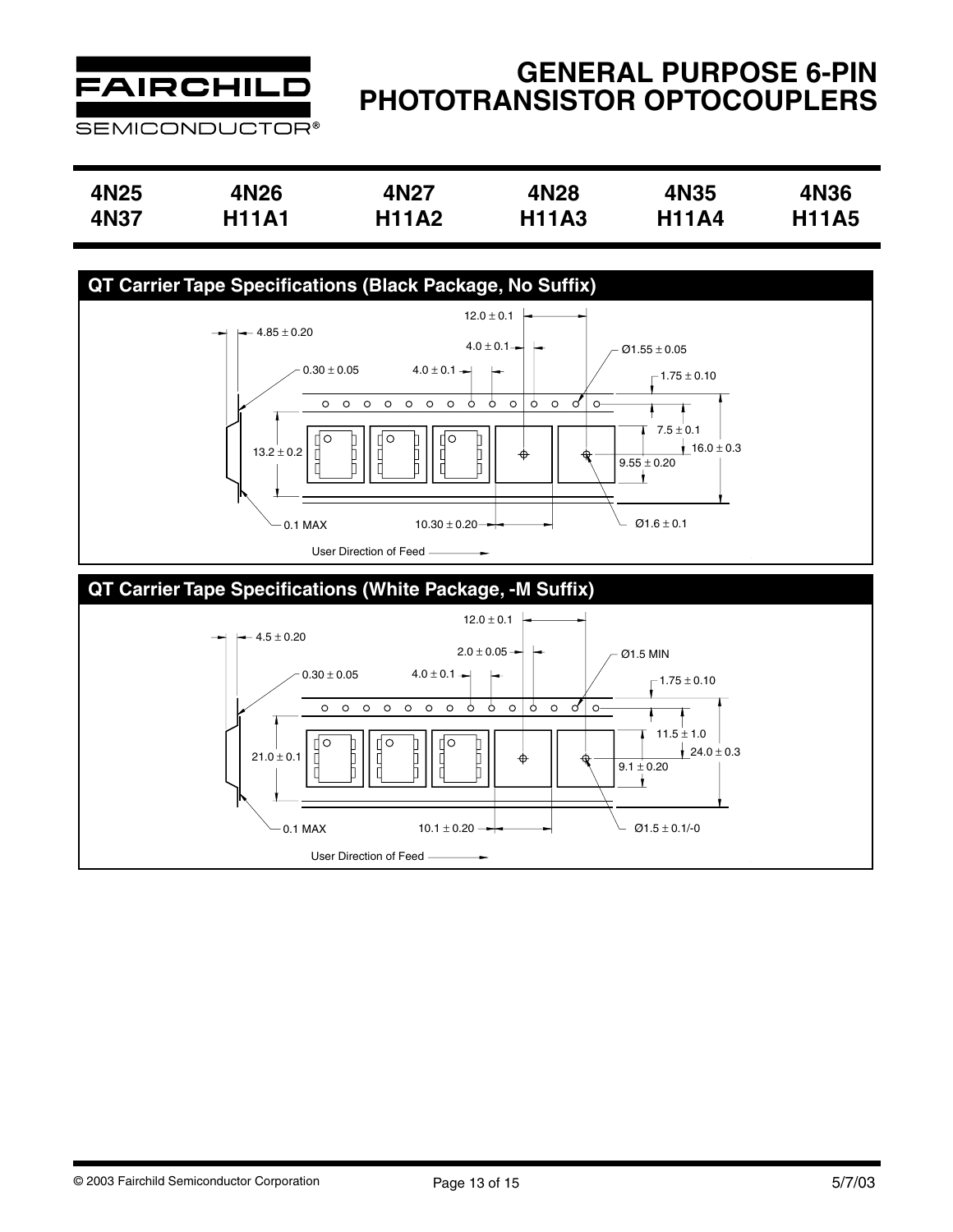| 4N25 | 4N26 | 4N27 | 4N28 | 4N35 | 4N36 |
|---|---|---|---|---|---|
| 4N37 | H11A1 | H11A2 | H11A3 | H11A4 | H11A5 |

## QT Carrier Tape Specifications (Black Package, No Suffix)

12.0 ± 0.1

4.85 ± 0.20

4.0 ± 0.1

Ø1.55 ± 0.05

0.30 ± 0.05

4.0 ± 0.1

1.75 ± 0.10

7.5 ± 0.1

13.2 ± 0.2

16.0 ± 0.3

9.55 ± 0.20

0.1 MAX

10.30 ± 0.20

Ø1.6 ± 0.1

User Direction of Feed

## QT Carrier Tape Specifications (White Package, -M Suffix)

12.0 ± 0.1

4.5 ± 0.20

2.0 ± 0.05

Ø1.5 MIN

0.30 ± 0.05

4.0 ± 0.1

1.75 ± 0.10

11.5 ± 1.0

21.0 ± 0.1

24.0 ± 0.3

9.1 ± 0.20

0.1 MAX

10.1 ± 0.20

Ø1.5 ± 0.1/-0

User Direction of Feed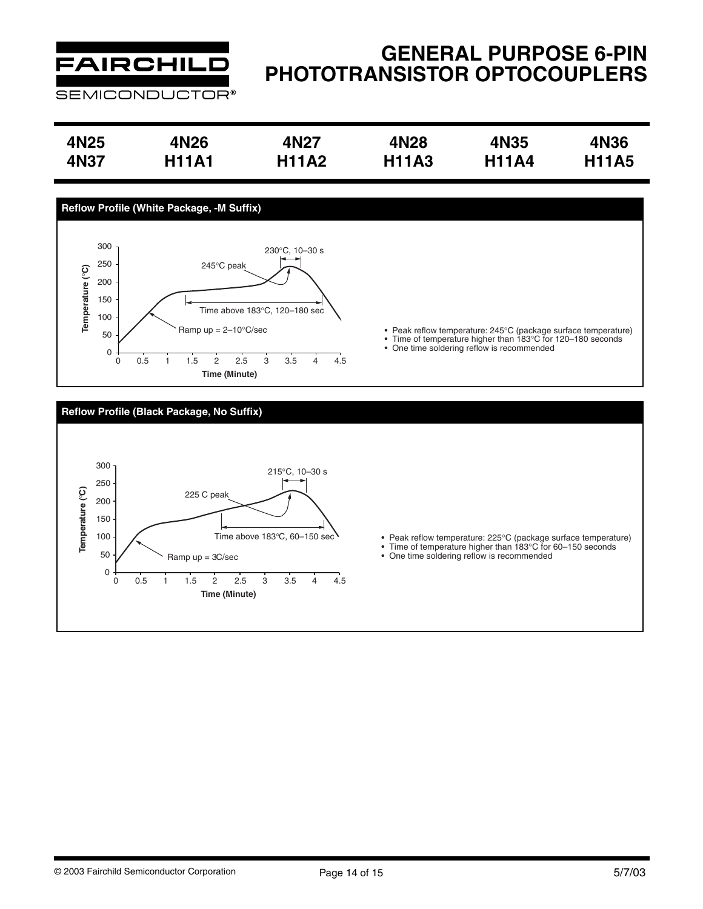| 4N25 | 4N26 | 4N27 | 4N28 | 4N35 | 4N36 |
|---|---|---|---|---|---|
| 4N37 | H11A1 | H11A2 | H11A3 | H11A4 | H11A5 |

## Reflow Profile (White Package, -M Suffix)

- Peak reflow temperature: 245°C (package surface temperature)
- Time of temperature higher than 183°C for 120–180 seconds
- One time soldering reflow is recommended

## Reflow Profile (Black Package, No Suffix)

- Peak reflow temperature: 225°C (package surface temperature)
- Time of temperature higher than 183°C for 60–150 seconds
- One time soldering reflow is recommended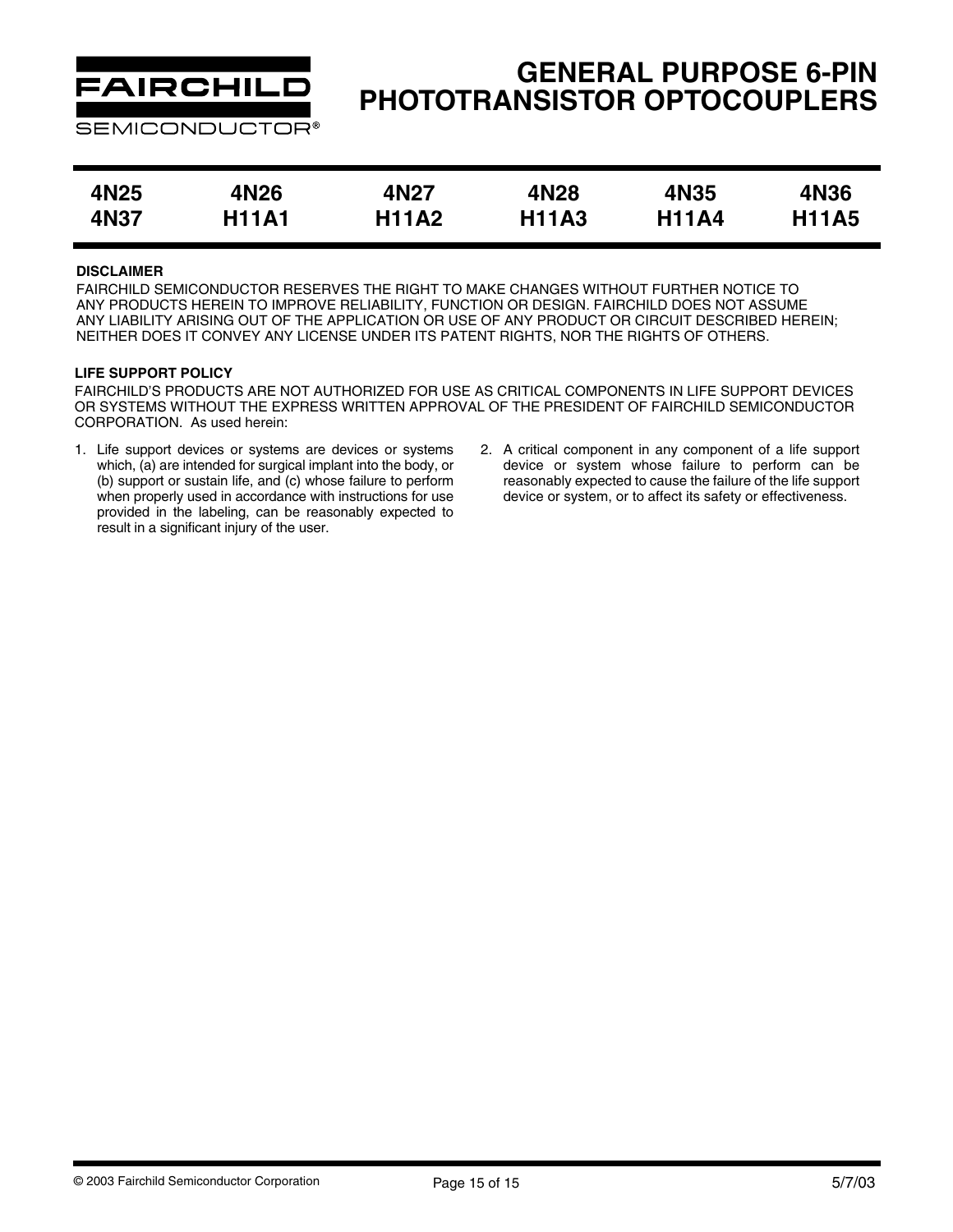# GENERAL PURPOSE 6-PIN PHOTOTRANSISTOR OPTOCOUPLERS

| | | | | | |
|---|---|---|---|---|---|
| **4N25** | **4N26** | **4N27** | **4N28** | **4N35** | **4N36** |
| **4N37** | **H11A1** | **H11A2** | **H11A3** | **H11A4** | **H11A5** |

**DISCLAIMER**

FAIRCHILD SEMICONDUCTOR RESERVES THE RIGHT TO MAKE CHANGES WITHOUT FURTHER NOTICE TO ANY PRODUCTS HEREIN TO IMPROVE RELIABILITY, FUNCTION OR DESIGN. FAIRCHILD DOES NOT ASSUME ANY LIABILITY ARISING OUT OF THE APPLICATION OR USE OF ANY PRODUCT OR CIRCUIT DESCRIBED HEREIN; NEITHER DOES IT CONVEY ANY LICENSE UNDER ITS PATENT RIGHTS, NOR THE RIGHTS OF OTHERS.

**LIFE SUPPORT POLICY**

FAIRCHILD'S PRODUCTS ARE NOT AUTHORIZED FOR USE AS CRITICAL COMPONENTS IN LIFE SUPPORT DEVICES OR SYSTEMS WITHOUT THE EXPRESS WRITTEN APPROVAL OF THE PRESIDENT OF FAIRCHILD SEMICONDUCTOR CORPORATION. As used herein:

1. Life support devices or systems are devices or systems which, (a) are intended for surgical implant into the body, or (b) support or sustain life, and (c) whose failure to perform when properly used in accordance with instructions for use provided in the labeling, can be reasonably expected to result in a significant injury of the user.

2. A critical component in any component of a life support device or system whose failure to perform can be reasonably expected to cause the failure of the life support device or system, or to affect its safety or effectiveness.

© 2003 Fairchild Semiconductor Corporation 5/7/03